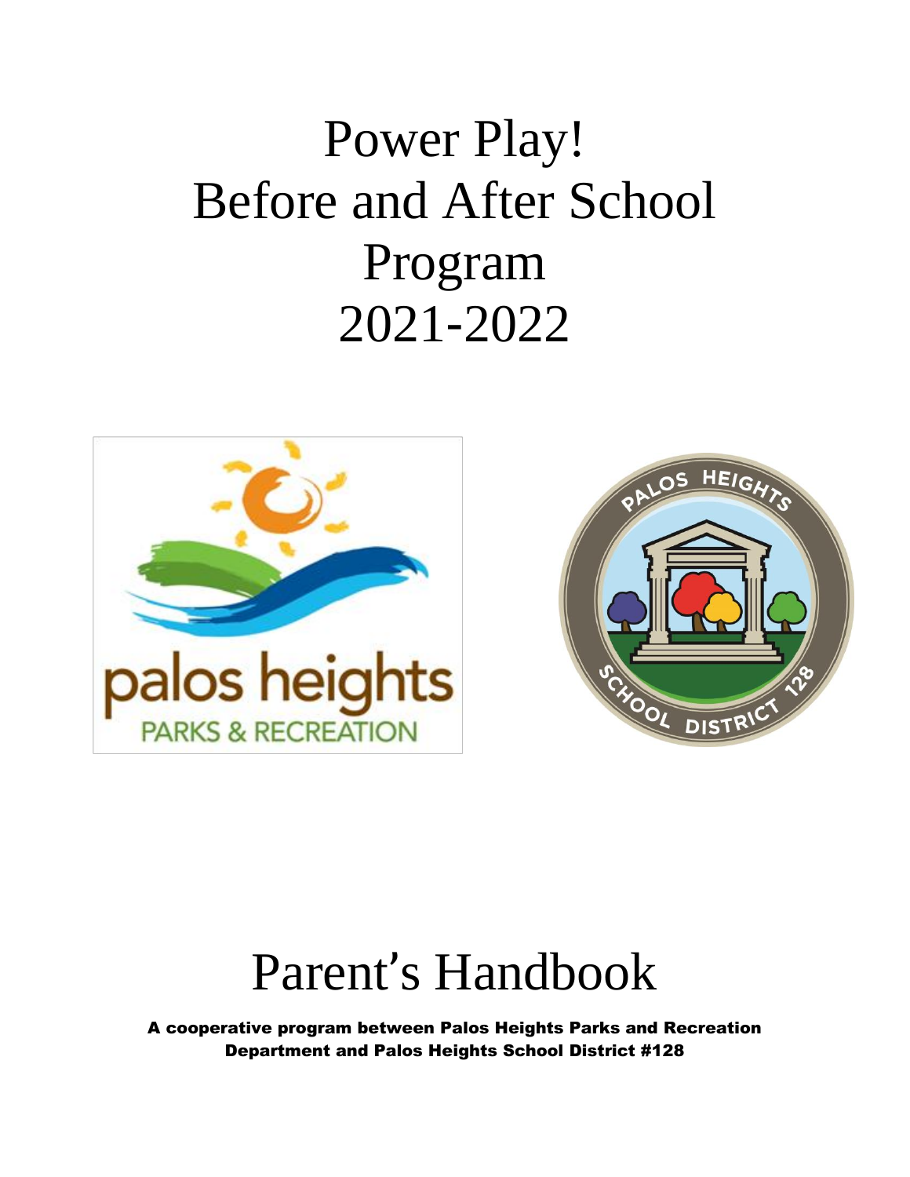# Power Play!
# Before and After School Program
# 2021-2022

# Parent's Handbook

**A cooperative program between Palos Heights Parks and Recreation Department and Palos Heights School District #128**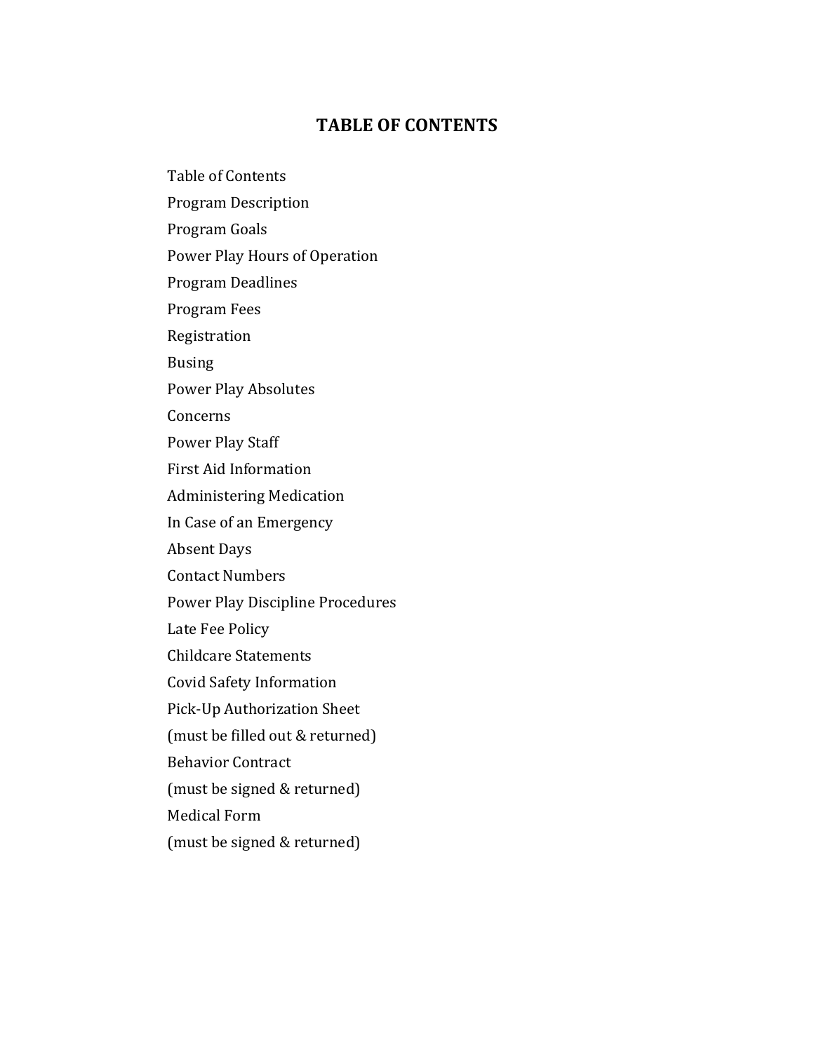# TABLE OF CONTENTS

Table of Contents

Program Description

Program Goals

Power Play Hours of Operation

Program Deadlines

Program Fees

Registration

Busing

Power Play Absolutes

Concerns

Power Play Staff

First Aid Information

Administering Medication

In Case of an Emergency

Absent Days

Contact Numbers

Power Play Discipline Procedures

Late Fee Policy

Childcare Statements

Covid Safety Information

Pick-Up Authorization Sheet
(must be filled out & returned)

Behavior Contract
(must be signed & returned)

Medical Form
(must be signed & returned)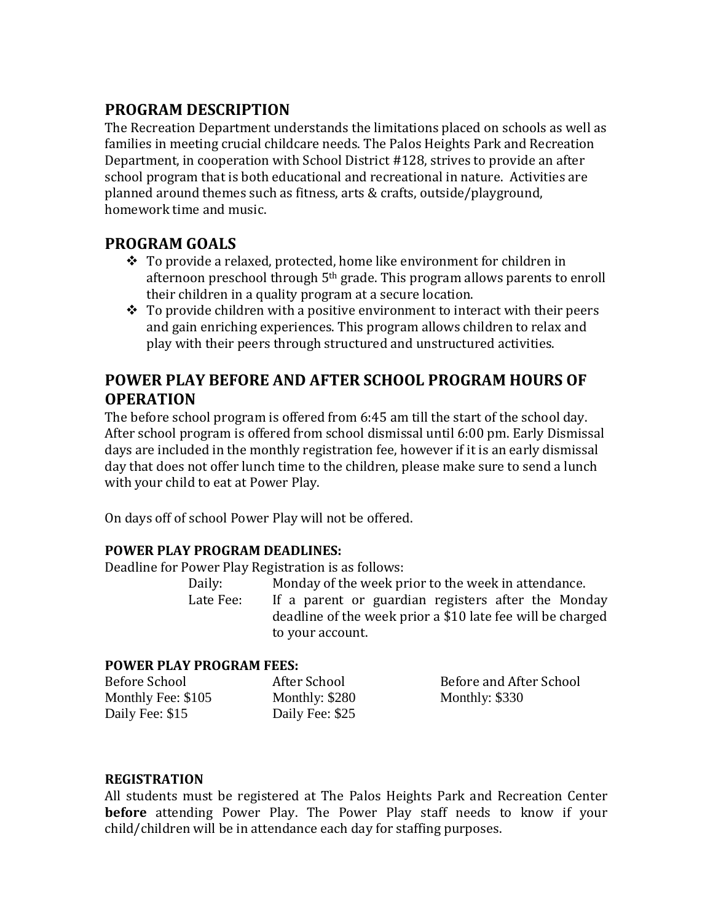## PROGRAM DESCRIPTION

The Recreation Department understands the limitations placed on schools as well as families in meeting crucial childcare needs. The Palos Heights Park and Recreation Department, in cooperation with School District #128, strives to provide an after school program that is both educational and recreational in nature. Activities are planned around themes such as fitness, arts & crafts, outside/playground, homework time and music.

## PROGRAM GOALS

- To provide a relaxed, protected, home like environment for children in afternoon preschool through 5th grade. This program allows parents to enroll their children in a quality program at a secure location.
- To provide children with a positive environment to interact with their peers and gain enriching experiences. This program allows children to relax and play with their peers through structured and unstructured activities.

## POWER PLAY BEFORE AND AFTER SCHOOL PROGRAM HOURS OF OPERATION

The before school program is offered from 6:45 am till the start of the school day. After school program is offered from school dismissal until 6:00 pm. Early Dismissal days are included in the monthly registration fee, however if it is an early dismissal day that does not offer lunch time to the children, please make sure to send a lunch with your child to eat at Power Play.

On days off of school Power Play will not be offered.

### POWER PLAY PROGRAM DEADLINES:

Deadline for Power Play Registration is as follows:

| | |
|---|---|
| Daily: | Monday of the week prior to the week in attendance. |
| Late Fee: | If a parent or guardian registers after the Monday deadline of the week prior a $10 late fee will be charged to your account. |

### POWER PLAY PROGRAM FEES:

| Before School | After School | Before and After School |
|---|---|---|
| Monthly Fee: $105 | Monthly: $280 | Monthly: $330 |
| Daily Fee: $15 | Daily Fee: $25 | |

### REGISTRATION

All students must be registered at The Palos Heights Park and Recreation Center **before** attending Power Play. The Power Play staff needs to know if your child/children will be in attendance each day for staffing purposes.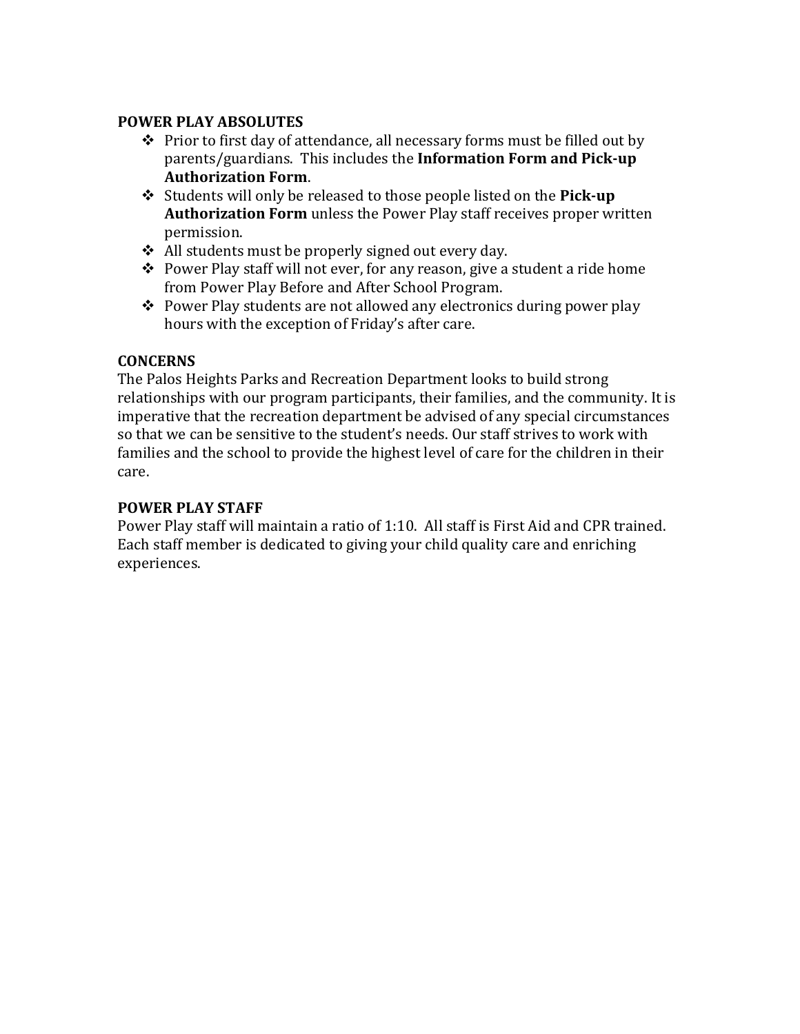**POWER PLAY ABSOLUTES**

- Prior to first day of attendance, all necessary forms must be filled out by parents/guardians. This includes the **Information Form and Pick-up Authorization Form**.
- Students will only be released to those people listed on the **Pick-up Authorization Form** unless the Power Play staff receives proper written permission.
- All students must be properly signed out every day.
- Power Play staff will not ever, for any reason, give a student a ride home from Power Play Before and After School Program.
- Power Play students are not allowed any electronics during power play hours with the exception of Friday's after care.

**CONCERNS**

The Palos Heights Parks and Recreation Department looks to build strong relationships with our program participants, their families, and the community. It is imperative that the recreation department be advised of any special circumstances so that we can be sensitive to the student's needs. Our staff strives to work with families and the school to provide the highest level of care for the children in their care.

**POWER PLAY STAFF**

Power Play staff will maintain a ratio of 1:10. All staff is First Aid and CPR trained. Each staff member is dedicated to giving your child quality care and enriching experiences.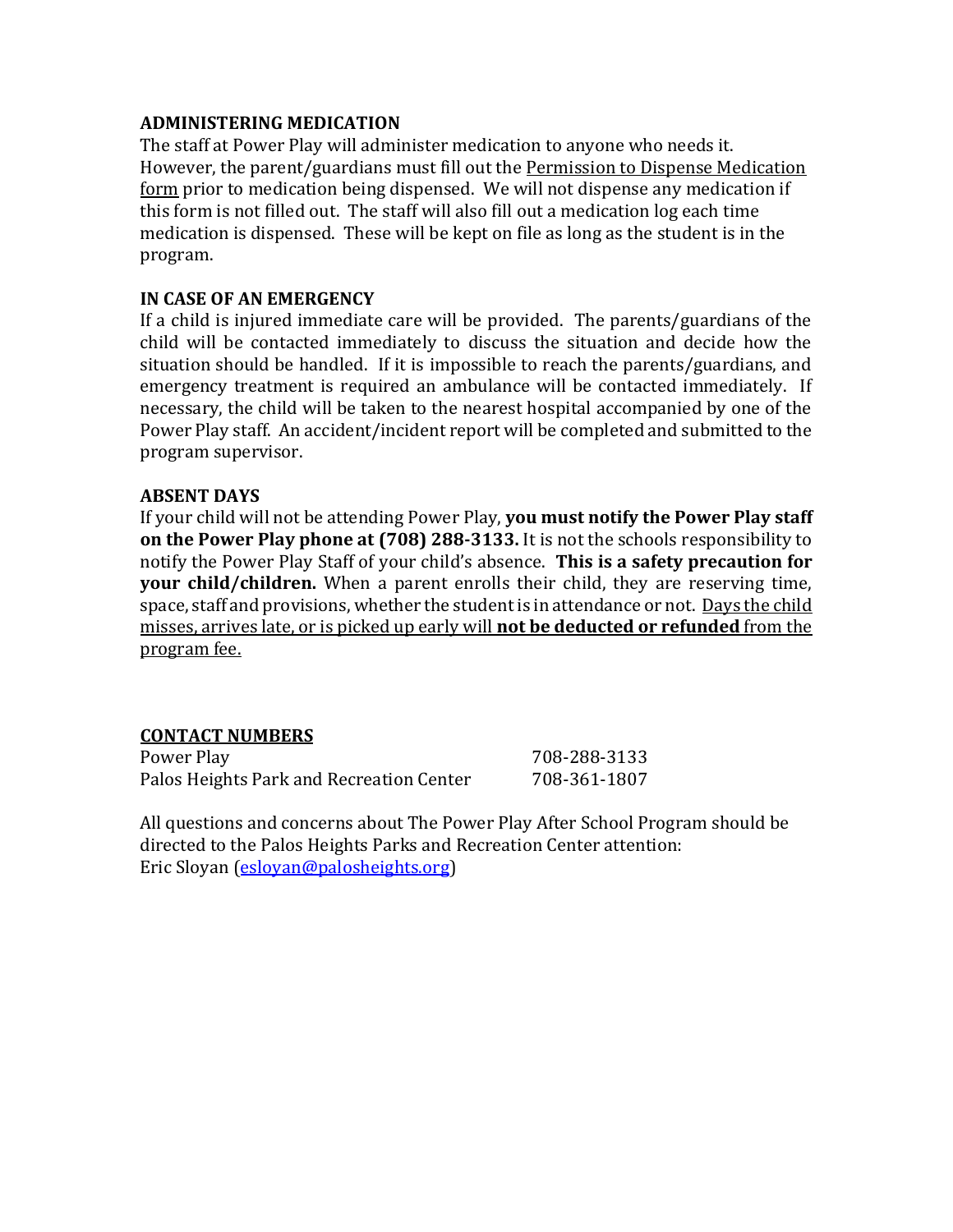**ADMINISTERING MEDICATION**

The staff at Power Play will administer medication to anyone who needs it. However, the parent/guardians must fill out the Permission to Dispense Medication form prior to medication being dispensed. We will not dispense any medication if this form is not filled out. The staff will also fill out a medication log each time medication is dispensed. These will be kept on file as long as the student is in the program.

**IN CASE OF AN EMERGENCY**

If a child is injured immediate care will be provided. The parents/guardians of the child will be contacted immediately to discuss the situation and decide how the situation should be handled. If it is impossible to reach the parents/guardians, and emergency treatment is required an ambulance will be contacted immediately. If necessary, the child will be taken to the nearest hospital accompanied by one of the Power Play staff. An accident/incident report will be completed and submitted to the program supervisor.

**ABSENT DAYS**

If your child will not be attending Power Play, **you must notify the Power Play staff on the Power Play phone at (708) 288-3133.** It is not the schools responsibility to notify the Power Play Staff of your child's absence. **This is a safety precaution for your child/children.** When a parent enrolls their child, they are reserving time, space, staff and provisions, whether the student is in attendance or not. Days the child misses, arrives late, or is picked up early will **not be deducted or refunded** from the program fee.

**CONTACT NUMBERS**

| | |
|---|---|
| Power Play | 708-288-3133 |
| Palos Heights Park and Recreation Center | 708-361-1807 |

All questions and concerns about The Power Play After School Program should be directed to the Palos Heights Parks and Recreation Center attention:
Eric Sloyan (esloyan@palosheights.org)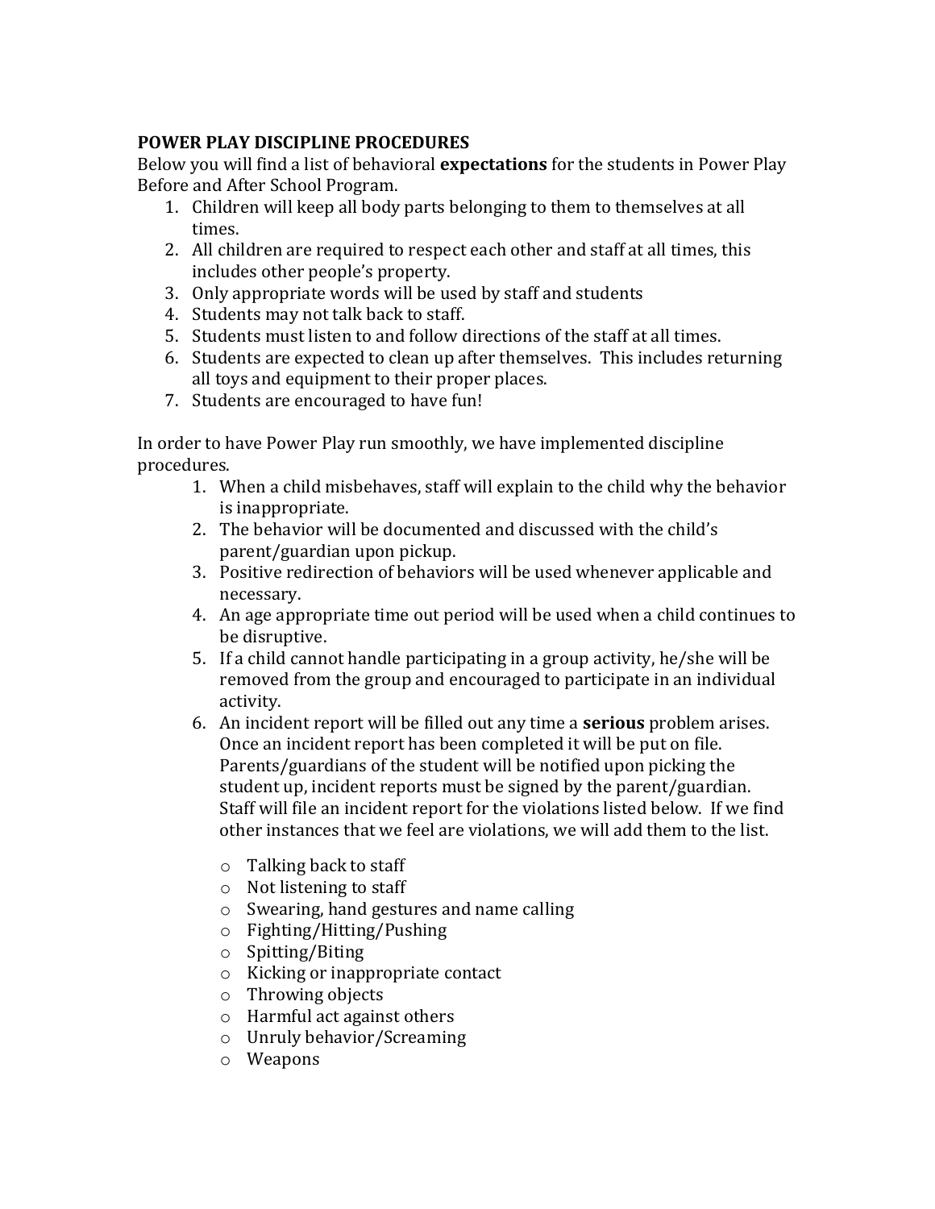**POWER PLAY DISCIPLINE PROCEDURES**

Below you will find a list of behavioral **expectations** for the students in Power Play Before and After School Program.

1. Children will keep all body parts belonging to them to themselves at all times.
2. All children are required to respect each other and staff at all times, this includes other people's property.
3. Only appropriate words will be used by staff and students
4. Students may not talk back to staff.
5. Students must listen to and follow directions of the staff at all times.
6. Students are expected to clean up after themselves. This includes returning all toys and equipment to their proper places.
7. Students are encouraged to have fun!

In order to have Power Play run smoothly, we have implemented discipline procedures.

1. When a child misbehaves, staff will explain to the child why the behavior is inappropriate.
2. The behavior will be documented and discussed with the child's parent/guardian upon pickup.
3. Positive redirection of behaviors will be used whenever applicable and necessary.
4. An age appropriate time out period will be used when a child continues to be disruptive.
5. If a child cannot handle participating in a group activity, he/she will be removed from the group and encouraged to participate in an individual activity.
6. An incident report will be filled out any time a **serious** problem arises. Once an incident report has been completed it will be put on file. Parents/guardians of the student will be notified upon picking the student up, incident reports must be signed by the parent/guardian. Staff will file an incident report for the violations listed below. If we find other instances that we feel are violations, we will add them to the list.

   - Talking back to staff
   - Not listening to staff
   - Swearing, hand gestures and name calling
   - Fighting/Hitting/Pushing
   - Spitting/Biting
   - Kicking or inappropriate contact
   - Throwing objects
   - Harmful act against others
   - Unruly behavior/Screaming
   - Weapons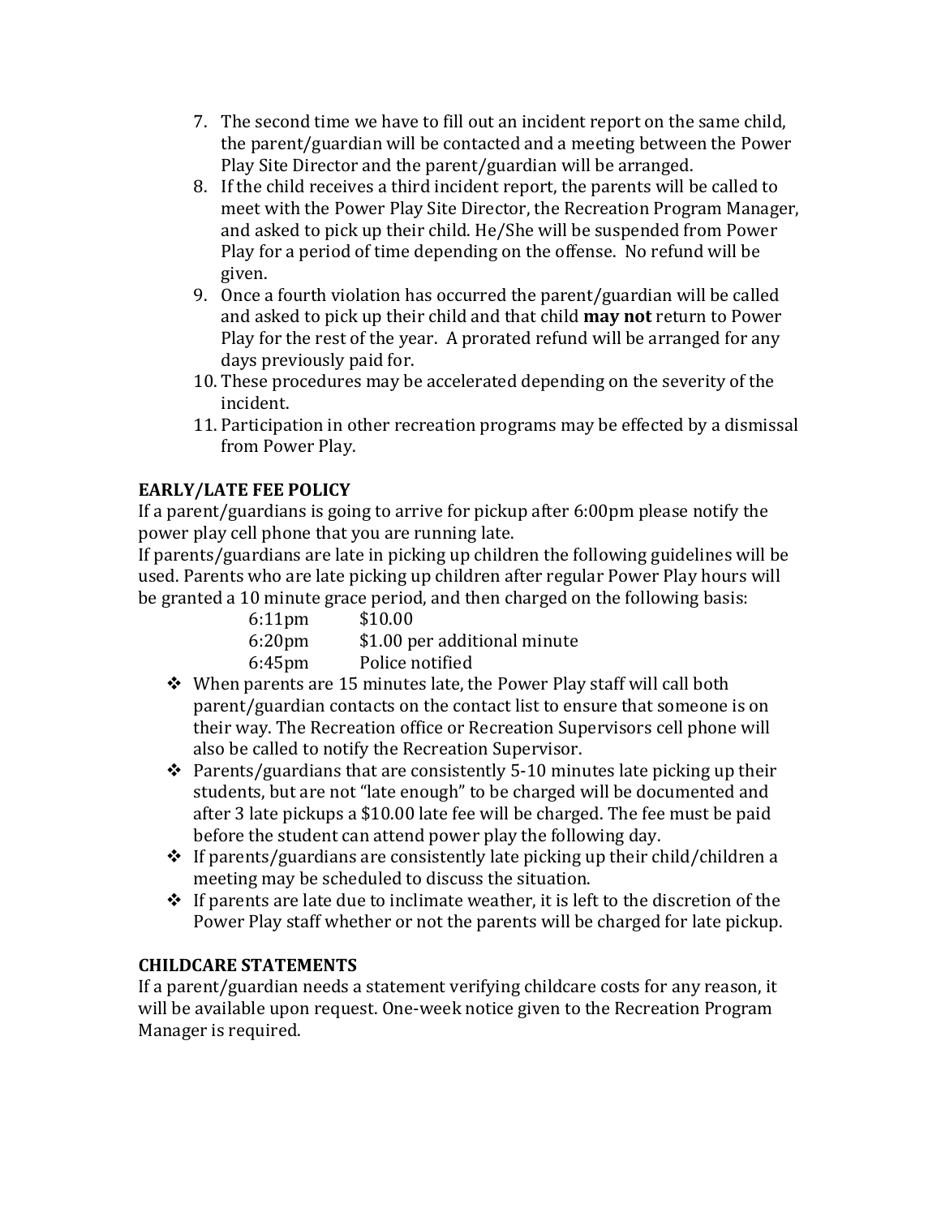7. The second time we have to fill out an incident report on the same child, the parent/guardian will be contacted and a meeting between the Power Play Site Director and the parent/guardian will be arranged.
8. If the child receives a third incident report, the parents will be called to meet with the Power Play Site Director, the Recreation Program Manager, and asked to pick up their child. He/She will be suspended from Power Play for a period of time depending on the offense. No refund will be given.
9. Once a fourth violation has occurred the parent/guardian will be called and asked to pick up their child and that child **may not** return to Power Play for the rest of the year. A prorated refund will be arranged for any days previously paid for.
10. These procedures may be accelerated depending on the severity of the incident.
11. Participation in other recreation programs may be effected by a dismissal from Power Play.

**EARLY/LATE FEE POLICY**

If a parent/guardians is going to arrive for pickup after 6:00pm please notify the power play cell phone that you are running late.

If parents/guardians are late in picking up children the following guidelines will be used. Parents who are late picking up children after regular Power Play hours will be granted a 10 minute grace period, and then charged on the following basis:

| | |
|---|---|
| 6:11pm | $10.00 |
| 6:20pm | $1.00 per additional minute |
| 6:45pm | Police notified |

- When parents are 15 minutes late, the Power Play staff will call both parent/guardian contacts on the contact list to ensure that someone is on their way. The Recreation office or Recreation Supervisors cell phone will also be called to notify the Recreation Supervisor.
- Parents/guardians that are consistently 5-10 minutes late picking up their students, but are not "late enough" to be charged will be documented and after 3 late pickups a $10.00 late fee will be charged. The fee must be paid before the student can attend power play the following day.
- If parents/guardians are consistently late picking up their child/children a meeting may be scheduled to discuss the situation.
- If parents are late due to inclimate weather, it is left to the discretion of the Power Play staff whether or not the parents will be charged for late pickup.

**CHILDCARE STATEMENTS**

If a parent/guardian needs a statement verifying childcare costs for any reason, it will be available upon request. One-week notice given to the Recreation Program Manager is required.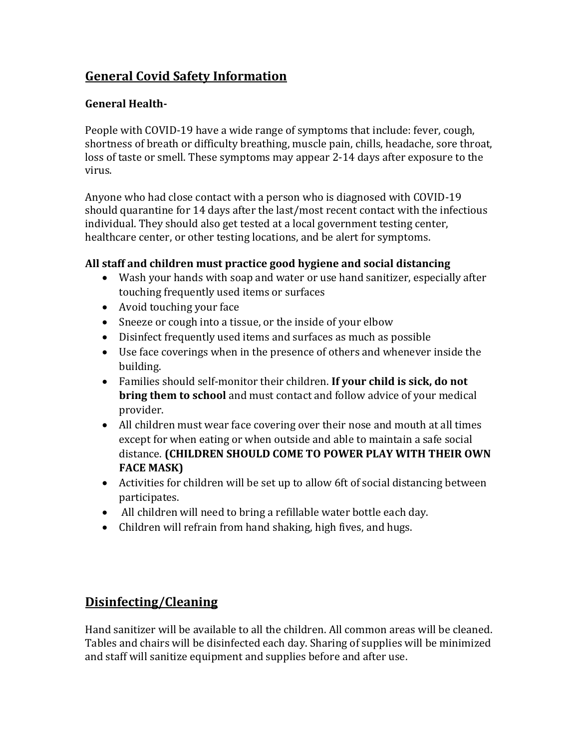## General Covid Safety Information

**General Health-**

People with COVID-19 have a wide range of symptoms that include: fever, cough, shortness of breath or difficulty breathing, muscle pain, chills, headache, sore throat, loss of taste or smell. These symptoms may appear 2-14 days after exposure to the virus.

Anyone who had close contact with a person who is diagnosed with COVID-19 should quarantine for 14 days after the last/most recent contact with the infectious individual. They should also get tested at a local government testing center, healthcare center, or other testing locations, and be alert for symptoms.

**All staff and children must practice good hygiene and social distancing**

- Wash your hands with soap and water or use hand sanitizer, especially after touching frequently used items or surfaces
- Avoid touching your face
- Sneeze or cough into a tissue, or the inside of your elbow
- Disinfect frequently used items and surfaces as much as possible
- Use face coverings when in the presence of others and whenever inside the building.
- Families should self-monitor their children. **If your child is sick, do not bring them to school** and must contact and follow advice of your medical provider.
- All children must wear face covering over their nose and mouth at all times except for when eating or when outside and able to maintain a safe social distance. **(CHILDREN SHOULD COME TO POWER PLAY WITH THEIR OWN FACE MASK)**
- Activities for children will be set up to allow 6ft of social distancing between participates.
- All children will need to bring a refillable water bottle each day.
- Children will refrain from hand shaking, high fives, and hugs.

## Disinfecting/Cleaning

Hand sanitizer will be available to all the children. All common areas will be cleaned. Tables and chairs will be disinfected each day. Sharing of supplies will be minimized and staff will sanitize equipment and supplies before and after use.